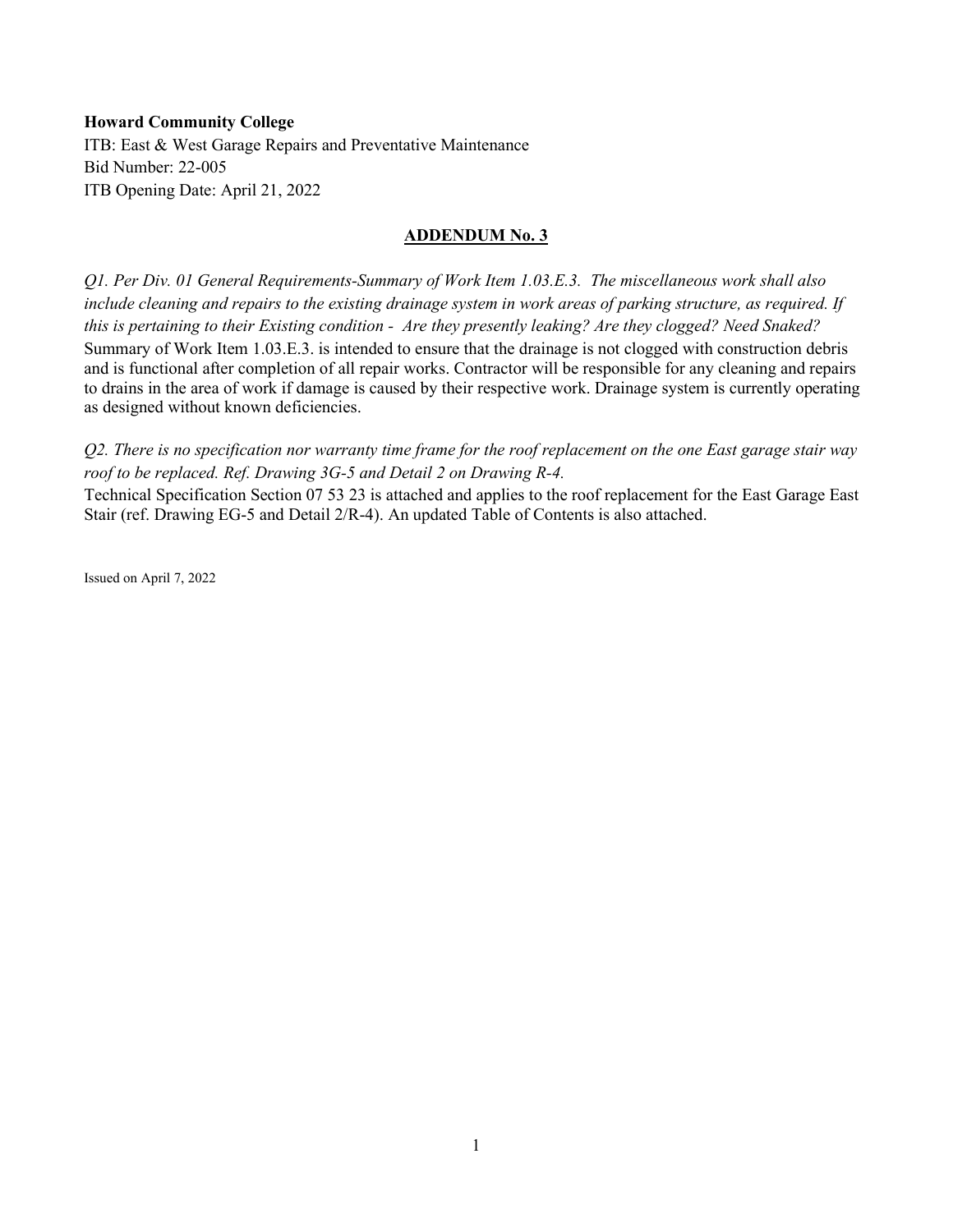**Howard Community College**
ITB: East & West Garage Repairs and Preventative Maintenance
Bid Number: 22-005
ITB Opening Date: April 21, 2022

## ADDENDUM No. 3

*Q1. Per Div. 01 General Requirements-Summary of Work Item 1.03.E.3. The miscellaneous work shall also include cleaning and repairs to the existing drainage system in work areas of parking structure, as required. If this is pertaining to their Existing condition - Are they presently leaking? Are they clogged? Need Snaked?*

Summary of Work Item 1.03.E.3. is intended to ensure that the drainage is not clogged with construction debris and is functional after completion of all repair works. Contractor will be responsible for any cleaning and repairs to drains in the area of work if damage is caused by their respective work. Drainage system is currently operating as designed without known deficiencies.

*Q2. There is no specification nor warranty time frame for the roof replacement on the one East garage stair way roof to be replaced. Ref. Drawing 3G-5 and Detail 2 on Drawing R-4.*

Technical Specification Section 07 53 23 is attached and applies to the roof replacement for the East Garage East Stair (ref. Drawing EG-5 and Detail 2/R-4). An updated Table of Contents is also attached.

Issued on April 7, 2022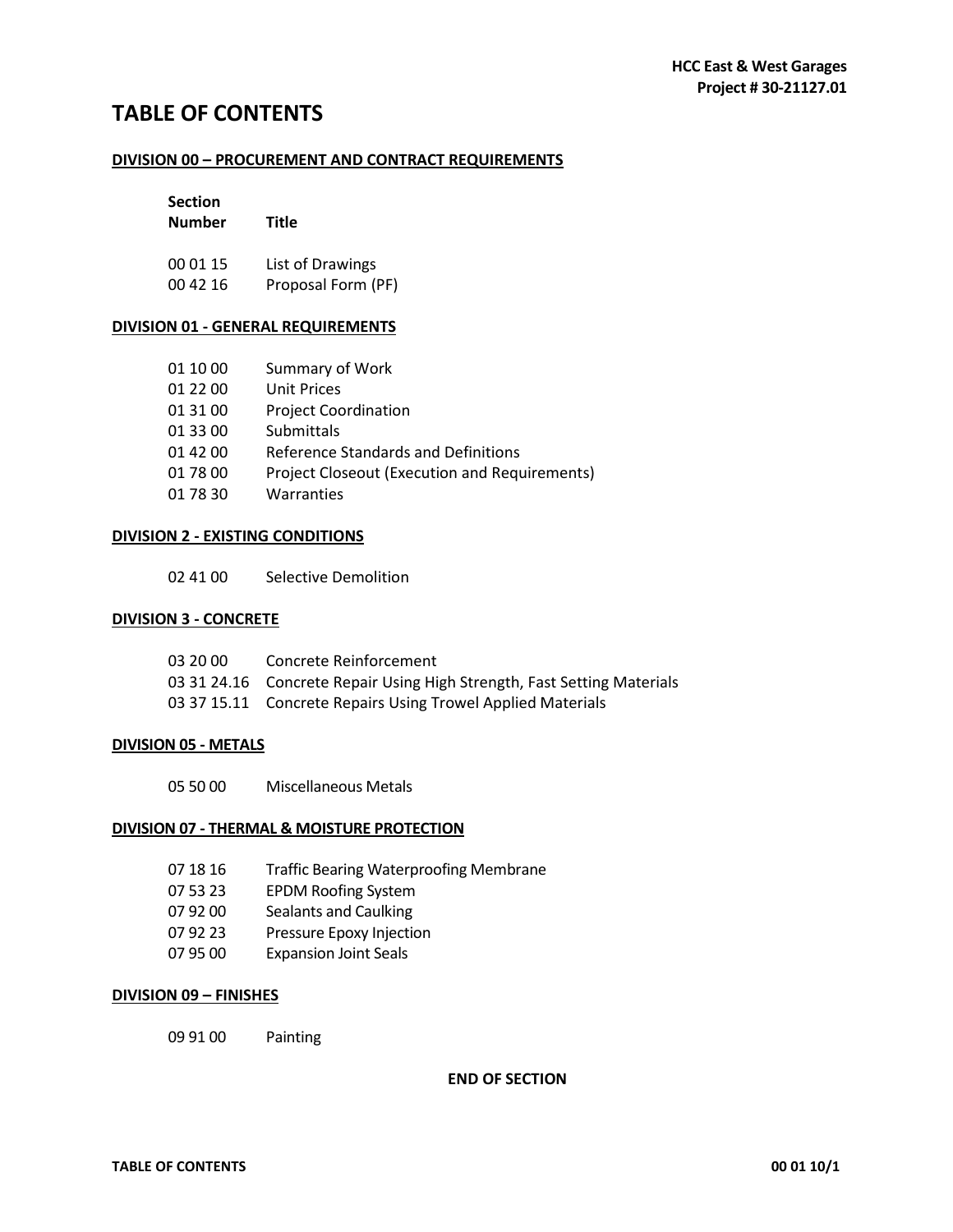# TABLE OF CONTENTS

**DIVISION 00 – PROCUREMENT AND CONTRACT REQUIREMENTS**

| Section Number | Title |
|---|---|
| 00 01 15 | List of Drawings |
| 00 42 16 | Proposal Form (PF) |

**DIVISION 01 - GENERAL REQUIREMENTS**

| | |
|---|---|
| 01 10 00 | Summary of Work |
| 01 22 00 | Unit Prices |
| 01 31 00 | Project Coordination |
| 01 33 00 | Submittals |
| 01 42 00 | Reference Standards and Definitions |
| 01 78 00 | Project Closeout (Execution and Requirements) |
| 01 78 30 | Warranties |

**DIVISION 2 - EXISTING CONDITIONS**

| | |
|---|---|
| 02 41 00 | Selective Demolition |

**DIVISION 3 - CONCRETE**

| | |
|---|---|
| 03 20 00 | Concrete Reinforcement |
| 03 31 24.16 | Concrete Repair Using High Strength, Fast Setting Materials |
| 03 37 15.11 | Concrete Repairs Using Trowel Applied Materials |

**DIVISION 05 - METALS**

| | |
|---|---|
| 05 50 00 | Miscellaneous Metals |

**DIVISION 07 - THERMAL & MOISTURE PROTECTION**

| | |
|---|---|
| 07 18 16 | Traffic Bearing Waterproofing Membrane |
| 07 53 23 | EPDM Roofing System |
| 07 92 00 | Sealants and Caulking |
| 07 92 23 | Pressure Epoxy Injection |
| 07 95 00 | Expansion Joint Seals |

**DIVISION 09 – FINISHES**

| | |
|---|---|
| 09 91 00 | Painting |

**END OF SECTION**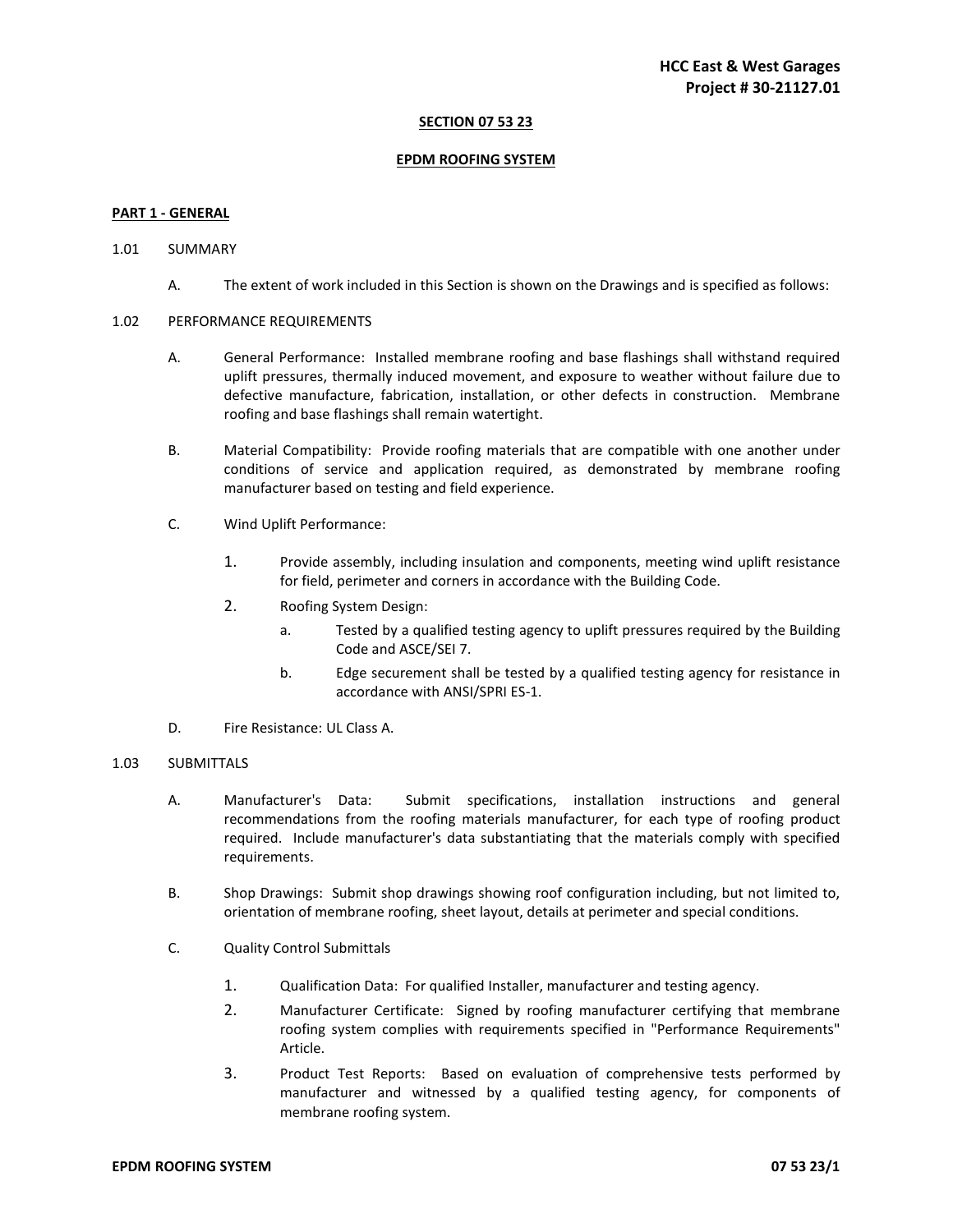## SECTION 07 53 23

## EPDM ROOFING SYSTEM

### PART 1 - GENERAL

1.01 SUMMARY

A. The extent of work included in this Section is shown on the Drawings and is specified as follows:

1.02 PERFORMANCE REQUIREMENTS

A. General Performance: Installed membrane roofing and base flashings shall withstand required uplift pressures, thermally induced movement, and exposure to weather without failure due to defective manufacture, fabrication, installation, or other defects in construction. Membrane roofing and base flashings shall remain watertight.

B. Material Compatibility: Provide roofing materials that are compatible with one another under conditions of service and application required, as demonstrated by membrane roofing manufacturer based on testing and field experience.

C. Wind Uplift Performance:

1. Provide assembly, including insulation and components, meeting wind uplift resistance for field, perimeter and corners in accordance with the Building Code.
2. Roofing System Design:
   a. Tested by a qualified testing agency to uplift pressures required by the Building Code and ASCE/SEI 7.
   b. Edge securement shall be tested by a qualified testing agency for resistance in accordance with ANSI/SPRI ES-1.

D. Fire Resistance: UL Class A.

1.03 SUBMITTALS

A. Manufacturer's Data: Submit specifications, installation instructions and general recommendations from the roofing materials manufacturer, for each type of roofing product required. Include manufacturer's data substantiating that the materials comply with specified requirements.

B. Shop Drawings: Submit shop drawings showing roof configuration including, but not limited to, orientation of membrane roofing, sheet layout, details at perimeter and special conditions.

C. Quality Control Submittals

1. Qualification Data: For qualified Installer, manufacturer and testing agency.
2. Manufacturer Certificate: Signed by roofing manufacturer certifying that membrane roofing system complies with requirements specified in "Performance Requirements" Article.
3. Product Test Reports: Based on evaluation of comprehensive tests performed by manufacturer and witnessed by a qualified testing agency, for components of membrane roofing system.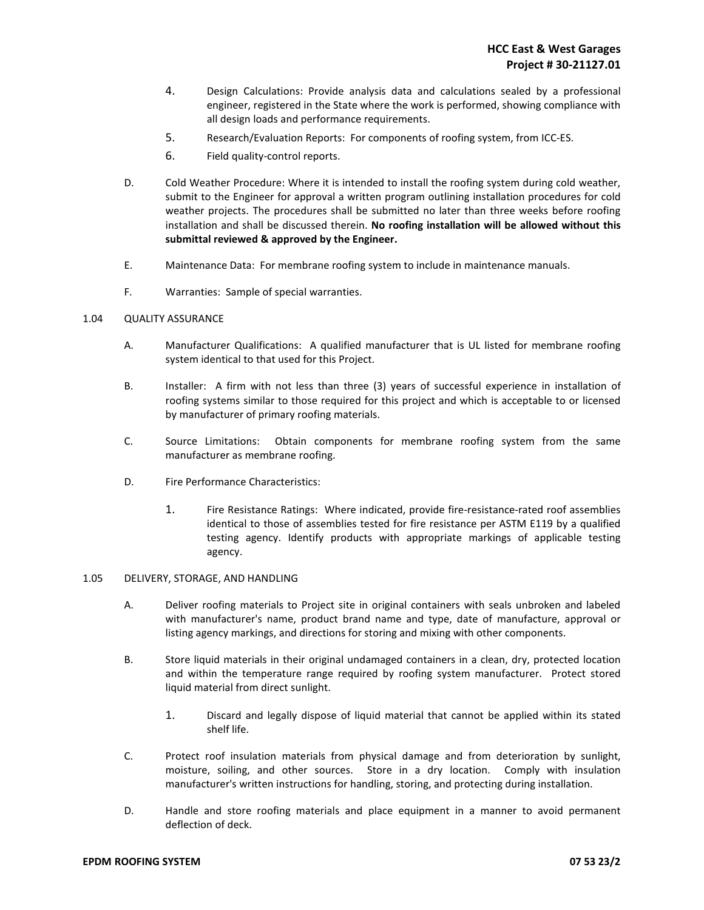4. Design Calculations: Provide analysis data and calculations sealed by a professional engineer, registered in the State where the work is performed, showing compliance with all design loads and performance requirements.
5. Research/Evaluation Reports: For components of roofing system, from ICC-ES.
6. Field quality-control reports.

D. Cold Weather Procedure: Where it is intended to install the roofing system during cold weather, submit to the Engineer for approval a written program outlining installation procedures for cold weather projects. The procedures shall be submitted no later than three weeks before roofing installation and shall be discussed therein. **No roofing installation will be allowed without this submittal reviewed & approved by the Engineer.**

E. Maintenance Data: For membrane roofing system to include in maintenance manuals.

F. Warranties: Sample of special warranties.

## 1.04 QUALITY ASSURANCE

A. Manufacturer Qualifications: A qualified manufacturer that is UL listed for membrane roofing system identical to that used for this Project.

B. Installer: A firm with not less than three (3) years of successful experience in installation of roofing systems similar to those required for this project and which is acceptable to or licensed by manufacturer of primary roofing materials.

C. Source Limitations: Obtain components for membrane roofing system from the same manufacturer as membrane roofing.

D. Fire Performance Characteristics:

1. Fire Resistance Ratings: Where indicated, provide fire-resistance-rated roof assemblies identical to those of assemblies tested for fire resistance per ASTM E119 by a qualified testing agency. Identify products with appropriate markings of applicable testing agency.

## 1.05 DELIVERY, STORAGE, AND HANDLING

A. Deliver roofing materials to Project site in original containers with seals unbroken and labeled with manufacturer's name, product brand name and type, date of manufacture, approval or listing agency markings, and directions for storing and mixing with other components.

B. Store liquid materials in their original undamaged containers in a clean, dry, protected location and within the temperature range required by roofing system manufacturer. Protect stored liquid material from direct sunlight.

1. Discard and legally dispose of liquid material that cannot be applied within its stated shelf life.

C. Protect roof insulation materials from physical damage and from deterioration by sunlight, moisture, soiling, and other sources. Store in a dry location. Comply with insulation manufacturer's written instructions for handling, storing, and protecting during installation.

D. Handle and store roofing materials and place equipment in a manner to avoid permanent deflection of deck.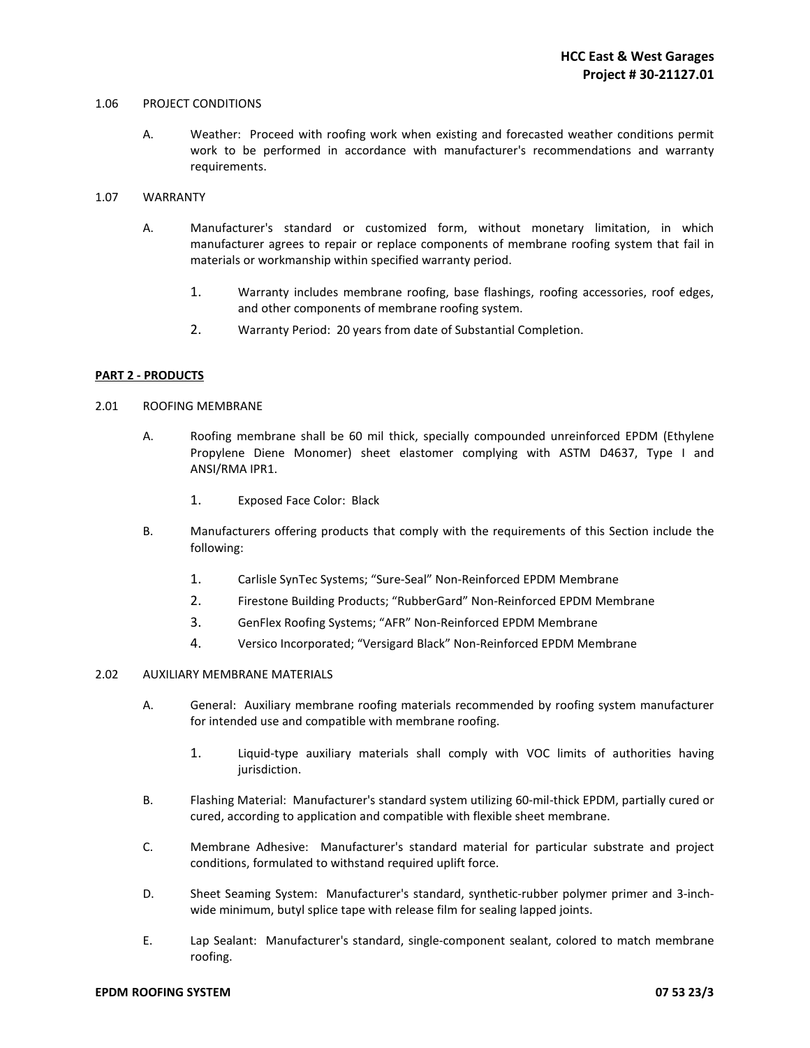1.06 PROJECT CONDITIONS

A. Weather: Proceed with roofing work when existing and forecasted weather conditions permit work to be performed in accordance with manufacturer's recommendations and warranty requirements.

1.07 WARRANTY

A. Manufacturer's standard or customized form, without monetary limitation, in which manufacturer agrees to repair or replace components of membrane roofing system that fail in materials or workmanship within specified warranty period.

1. Warranty includes membrane roofing, base flashings, roofing accessories, roof edges, and other components of membrane roofing system.
2. Warranty Period: 20 years from date of Substantial Completion.

## PART 2 - PRODUCTS

2.01 ROOFING MEMBRANE

A. Roofing membrane shall be 60 mil thick, specially compounded unreinforced EPDM (Ethylene Propylene Diene Monomer) sheet elastomer complying with ASTM D4637, Type I and ANSI/RMA IPR1.

1. Exposed Face Color: Black

B. Manufacturers offering products that comply with the requirements of this Section include the following:

1. Carlisle SynTec Systems; “Sure-Seal” Non-Reinforced EPDM Membrane
2. Firestone Building Products; “RubberGard” Non-Reinforced EPDM Membrane
3. GenFlex Roofing Systems; “AFR” Non-Reinforced EPDM Membrane
4. Versico Incorporated; “Versigard Black” Non-Reinforced EPDM Membrane

2.02 AUXILIARY MEMBRANE MATERIALS

A. General: Auxiliary membrane roofing materials recommended by roofing system manufacturer for intended use and compatible with membrane roofing.

1. Liquid-type auxiliary materials shall comply with VOC limits of authorities having jurisdiction.

B. Flashing Material: Manufacturer's standard system utilizing 60-mil-thick EPDM, partially cured or cured, according to application and compatible with flexible sheet membrane.

C. Membrane Adhesive: Manufacturer's standard material for particular substrate and project conditions, formulated to withstand required uplift force.

D. Sheet Seaming System: Manufacturer's standard, synthetic-rubber polymer primer and 3-inch-wide minimum, butyl splice tape with release film for sealing lapped joints.

E. Lap Sealant: Manufacturer's standard, single-component sealant, colored to match membrane roofing.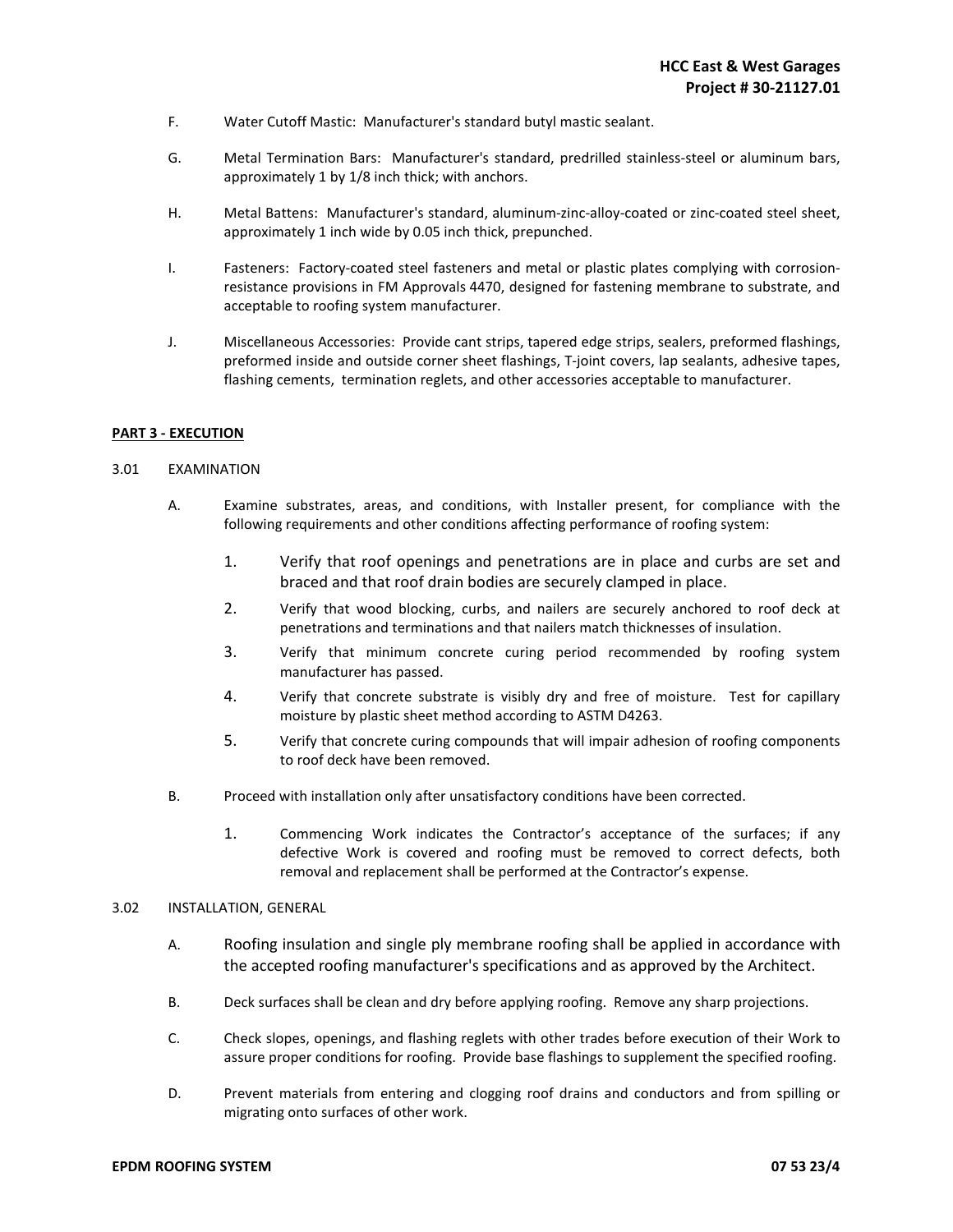F. Water Cutoff Mastic: Manufacturer's standard butyl mastic sealant.

G. Metal Termination Bars: Manufacturer's standard, predrilled stainless-steel or aluminum bars, approximately 1 by 1/8 inch thick; with anchors.

H. Metal Battens: Manufacturer's standard, aluminum-zinc-alloy-coated or zinc-coated steel sheet, approximately 1 inch wide by 0.05 inch thick, prepunched.

I. Fasteners: Factory-coated steel fasteners and metal or plastic plates complying with corrosion-resistance provisions in FM Approvals 4470, designed for fastening membrane to substrate, and acceptable to roofing system manufacturer.

J. Miscellaneous Accessories: Provide cant strips, tapered edge strips, sealers, preformed flashings, preformed inside and outside corner sheet flashings, T-joint covers, lap sealants, adhesive tapes, flashing cements, termination reglets, and other accessories acceptable to manufacturer.

## PART 3 - EXECUTION

### 3.01 EXAMINATION

A. Examine substrates, areas, and conditions, with Installer present, for compliance with the following requirements and other conditions affecting performance of roofing system:

1. Verify that roof openings and penetrations are in place and curbs are set and braced and that roof drain bodies are securely clamped in place.
2. Verify that wood blocking, curbs, and nailers are securely anchored to roof deck at penetrations and terminations and that nailers match thicknesses of insulation.
3. Verify that minimum concrete curing period recommended by roofing system manufacturer has passed.
4. Verify that concrete substrate is visibly dry and free of moisture. Test for capillary moisture by plastic sheet method according to ASTM D4263.
5. Verify that concrete curing compounds that will impair adhesion of roofing components to roof deck have been removed.

B. Proceed with installation only after unsatisfactory conditions have been corrected.

1. Commencing Work indicates the Contractor's acceptance of the surfaces; if any defective Work is covered and roofing must be removed to correct defects, both removal and replacement shall be performed at the Contractor's expense.

### 3.02 INSTALLATION, GENERAL

A. Roofing insulation and single ply membrane roofing shall be applied in accordance with the accepted roofing manufacturer's specifications and as approved by the Architect.

B. Deck surfaces shall be clean and dry before applying roofing. Remove any sharp projections.

C. Check slopes, openings, and flashing reglets with other trades before execution of their Work to assure proper conditions for roofing. Provide base flashings to supplement the specified roofing.

D. Prevent materials from entering and clogging roof drains and conductors and from spilling or migrating onto surfaces of other work.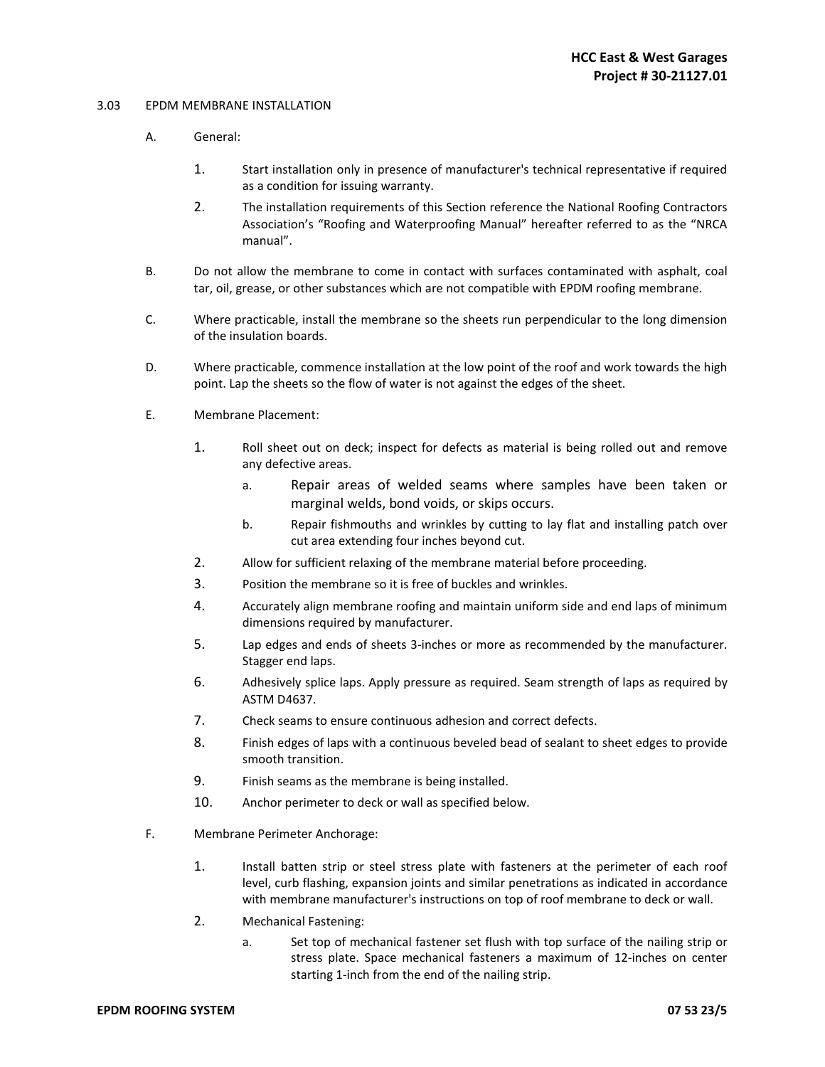3.03 EPDM MEMBRANE INSTALLATION

A. General:

1. Start installation only in presence of manufacturer's technical representative if required as a condition for issuing warranty.
2. The installation requirements of this Section reference the National Roofing Contractors Association's "Roofing and Waterproofing Manual" hereafter referred to as the "NRCA manual".

B. Do not allow the membrane to come in contact with surfaces contaminated with asphalt, coal tar, oil, grease, or other substances which are not compatible with EPDM roofing membrane.

C. Where practicable, install the membrane so the sheets run perpendicular to the long dimension of the insulation boards.

D. Where practicable, commence installation at the low point of the roof and work towards the high point. Lap the sheets so the flow of water is not against the edges of the sheet.

E. Membrane Placement:

1. Roll sheet out on deck; inspect for defects as material is being rolled out and remove any defective areas.
   a. Repair areas of welded seams where samples have been taken or marginal welds, bond voids, or skips occurs.
   b. Repair fishmouths and wrinkles by cutting to lay flat and installing patch over cut area extending four inches beyond cut.
2. Allow for sufficient relaxing of the membrane material before proceeding.
3. Position the membrane so it is free of buckles and wrinkles.
4. Accurately align membrane roofing and maintain uniform side and end laps of minimum dimensions required by manufacturer.
5. Lap edges and ends of sheets 3-inches or more as recommended by the manufacturer. Stagger end laps.
6. Adhesively splice laps. Apply pressure as required. Seam strength of laps as required by ASTM D4637.
7. Check seams to ensure continuous adhesion and correct defects.
8. Finish edges of laps with a continuous beveled bead of sealant to sheet edges to provide smooth transition.
9. Finish seams as the membrane is being installed.
10. Anchor perimeter to deck or wall as specified below.

F. Membrane Perimeter Anchorage:

1. Install batten strip or steel stress plate with fasteners at the perimeter of each roof level, curb flashing, expansion joints and similar penetrations as indicated in accordance with membrane manufacturer's instructions on top of roof membrane to deck or wall.
2. Mechanical Fastening:
   a. Set top of mechanical fastener set flush with top surface of the nailing strip or stress plate. Space mechanical fasteners a maximum of 12-inches on center starting 1-inch from the end of the nailing strip.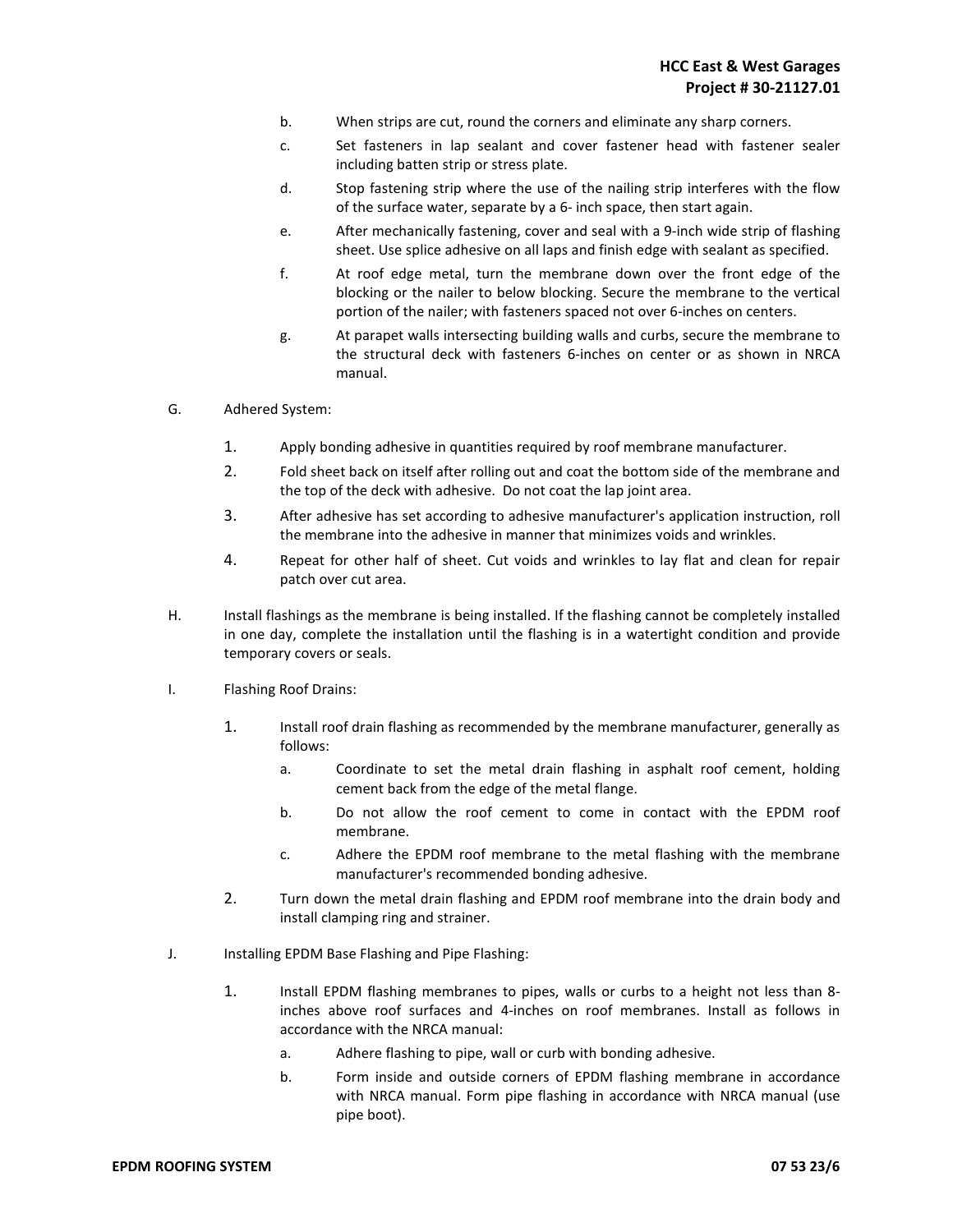b. When strips are cut, round the corners and eliminate any sharp corners.

c. Set fasteners in lap sealant and cover fastener head with fastener sealer including batten strip or stress plate.

d. Stop fastening strip where the use of the nailing strip interferes with the flow of the surface water, separate by a 6- inch space, then start again.

e. After mechanically fastening, cover and seal with a 9-inch wide strip of flashing sheet. Use splice adhesive on all laps and finish edge with sealant as specified.

f. At roof edge metal, turn the membrane down over the front edge of the blocking or the nailer to below blocking. Secure the membrane to the vertical portion of the nailer; with fasteners spaced not over 6-inches on centers.

g. At parapet walls intersecting building walls and curbs, secure the membrane to the structural deck with fasteners 6-inches on center or as shown in NRCA manual.

G. Adhered System:

1. Apply bonding adhesive in quantities required by roof membrane manufacturer.
2. Fold sheet back on itself after rolling out and coat the bottom side of the membrane and the top of the deck with adhesive. Do not coat the lap joint area.
3. After adhesive has set according to adhesive manufacturer's application instruction, roll the membrane into the adhesive in manner that minimizes voids and wrinkles.
4. Repeat for other half of sheet. Cut voids and wrinkles to lay flat and clean for repair patch over cut area.

H. Install flashings as the membrane is being installed. If the flashing cannot be completely installed in one day, complete the installation until the flashing is in a watertight condition and provide temporary covers or seals.

I. Flashing Roof Drains:

1. Install roof drain flashing as recommended by the membrane manufacturer, generally as follows:

   a. Coordinate to set the metal drain flashing in asphalt roof cement, holding cement back from the edge of the metal flange.

   b. Do not allow the roof cement to come in contact with the EPDM roof membrane.

   c. Adhere the EPDM roof membrane to the metal flashing with the membrane manufacturer's recommended bonding adhesive.

2. Turn down the metal drain flashing and EPDM roof membrane into the drain body and install clamping ring and strainer.

J. Installing EPDM Base Flashing and Pipe Flashing:

1. Install EPDM flashing membranes to pipes, walls or curbs to a height not less than 8-inches above roof surfaces and 4-inches on roof membranes. Install as follows in accordance with the NRCA manual:

   a. Adhere flashing to pipe, wall or curb with bonding adhesive.

   b. Form inside and outside corners of EPDM flashing membrane in accordance with NRCA manual. Form pipe flashing in accordance with NRCA manual (use pipe boot).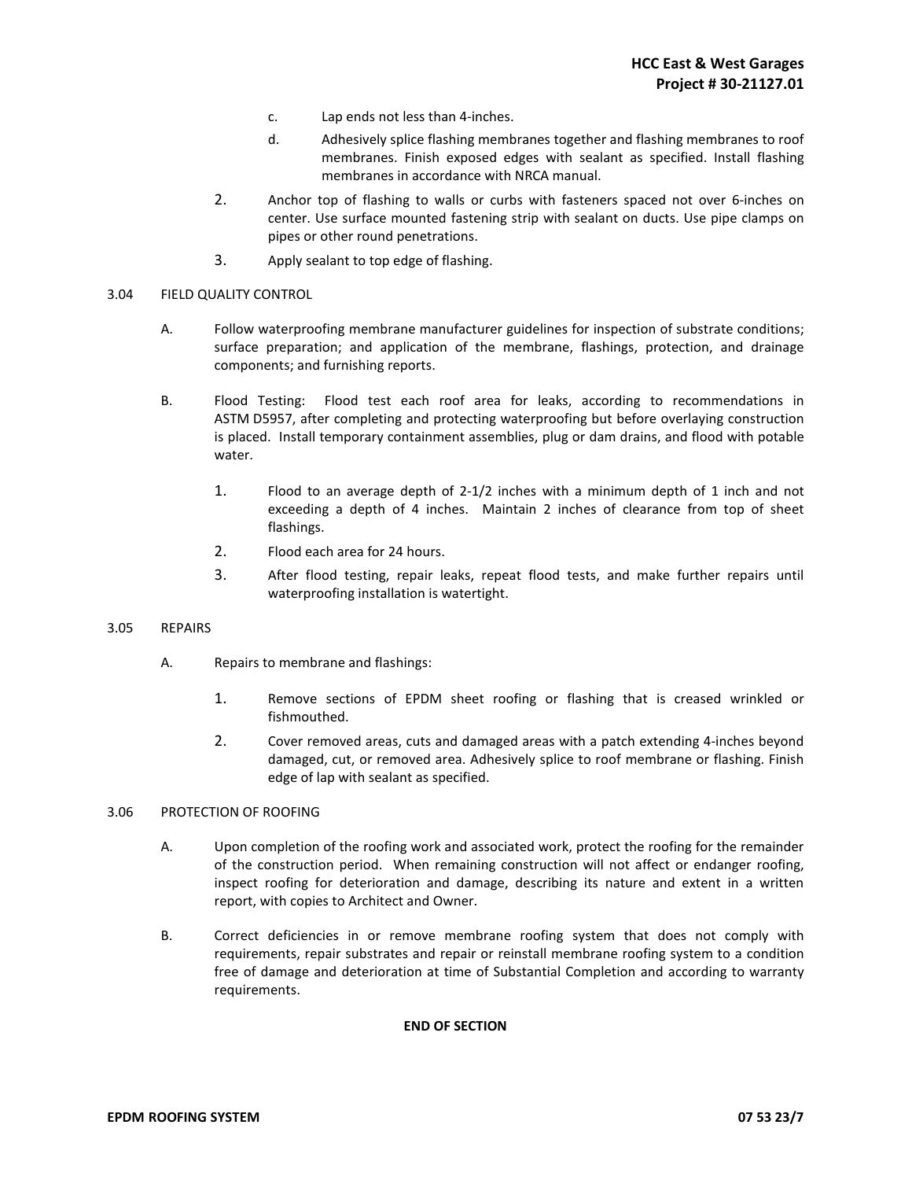c. Lap ends not less than 4-inches.

d. Adhesively splice flashing membranes together and flashing membranes to roof membranes. Finish exposed edges with sealant as specified. Install flashing membranes in accordance with NRCA manual.

2. Anchor top of flashing to walls or curbs with fasteners spaced not over 6-inches on center. Use surface mounted fastening strip with sealant on ducts. Use pipe clamps on pipes or other round penetrations.

3. Apply sealant to top edge of flashing.

3.04 FIELD QUALITY CONTROL

A. Follow waterproofing membrane manufacturer guidelines for inspection of substrate conditions; surface preparation; and application of the membrane, flashings, protection, and drainage components; and furnishing reports.

B. Flood Testing: Flood test each roof area for leaks, according to recommendations in ASTM D5957, after completing and protecting waterproofing but before overlaying construction is placed. Install temporary containment assemblies, plug or dam drains, and flood with potable water.

1. Flood to an average depth of 2-1/2 inches with a minimum depth of 1 inch and not exceeding a depth of 4 inches. Maintain 2 inches of clearance from top of sheet flashings.

2. Flood each area for 24 hours.

3. After flood testing, repair leaks, repeat flood tests, and make further repairs until waterproofing installation is watertight.

3.05 REPAIRS

A. Repairs to membrane and flashings:

1. Remove sections of EPDM sheet roofing or flashing that is creased wrinkled or fishmouthed.

2. Cover removed areas, cuts and damaged areas with a patch extending 4-inches beyond damaged, cut, or removed area. Adhesively splice to roof membrane or flashing. Finish edge of lap with sealant as specified.

3.06 PROTECTION OF ROOFING

A. Upon completion of the roofing work and associated work, protect the roofing for the remainder of the construction period. When remaining construction will not affect or endanger roofing, inspect roofing for deterioration and damage, describing its nature and extent in a written report, with copies to Architect and Owner.

B. Correct deficiencies in or remove membrane roofing system that does not comply with requirements, repair substrates and repair or reinstall membrane roofing system to a condition free of damage and deterioration at time of Substantial Completion and according to warranty requirements.

**END OF SECTION**